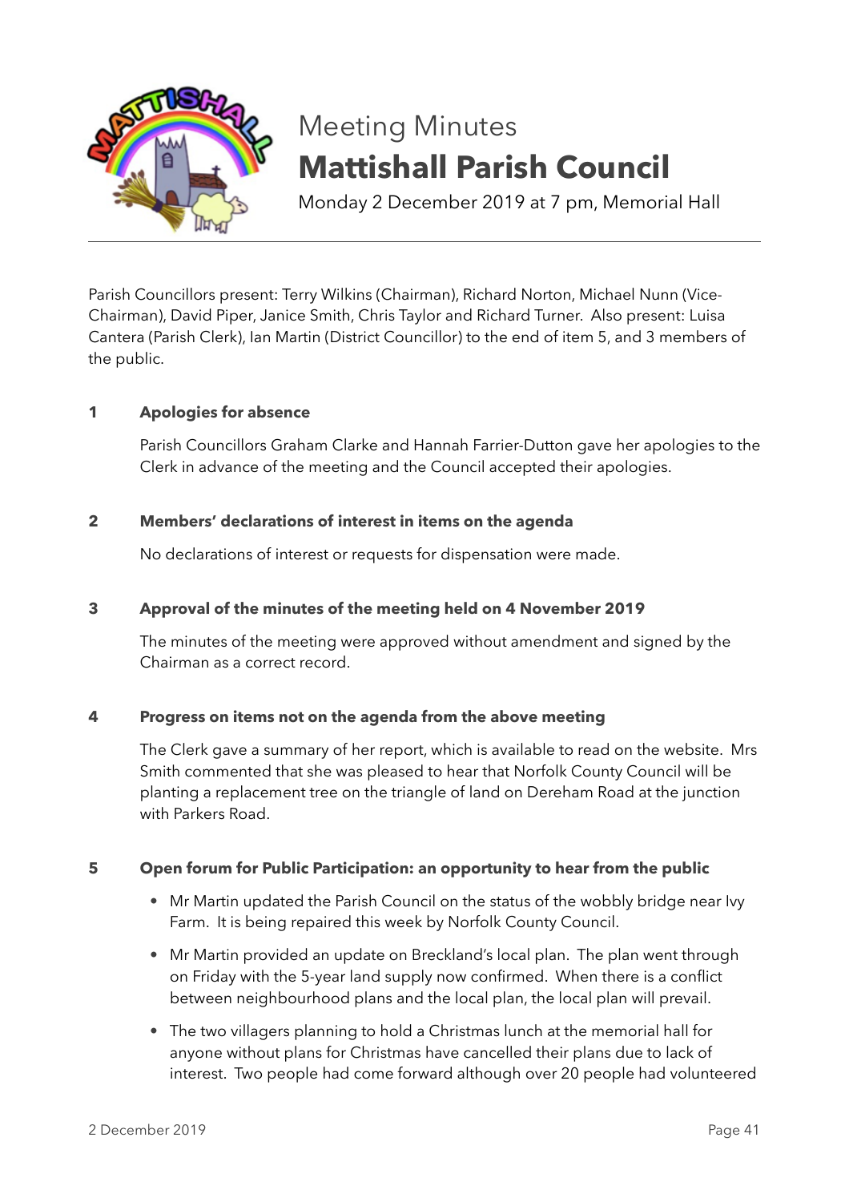# Meeting Minutes
# Mattishall Parish Council

Monday 2 December 2019 at 7 pm, Memorial Hall

Parish Councillors present: Terry Wilkins (Chairman), Richard Norton, Michael Nunn (Vice-Chairman), David Piper, Janice Smith, Chris Taylor and Richard Turner. Also present: Luisa Cantera (Parish Clerk), Ian Martin (District Councillor) to the end of item 5, and 3 members of the public.

## 1 Apologies for absence

Parish Councillors Graham Clarke and Hannah Farrier-Dutton gave her apologies to the Clerk in advance of the meeting and the Council accepted their apologies.

## 2 Members' declarations of interest in items on the agenda

No declarations of interest or requests for dispensation were made.

## 3 Approval of the minutes of the meeting held on 4 November 2019

The minutes of the meeting were approved without amendment and signed by the Chairman as a correct record.

## 4 Progress on items not on the agenda from the above meeting

The Clerk gave a summary of her report, which is available to read on the website. Mrs Smith commented that she was pleased to hear that Norfolk County Council will be planting a replacement tree on the triangle of land on Dereham Road at the junction with Parkers Road.

## 5 Open forum for Public Participation: an opportunity to hear from the public

- Mr Martin updated the Parish Council on the status of the wobbly bridge near Ivy Farm. It is being repaired this week by Norfolk County Council.
- Mr Martin provided an update on Breckland's local plan. The plan went through on Friday with the 5-year land supply now confirmed. When there is a conflict between neighbourhood plans and the local plan, the local plan will prevail.
- The two villagers planning to hold a Christmas lunch at the memorial hall for anyone without plans for Christmas have cancelled their plans due to lack of interest. Two people had come forward although over 20 people had volunteered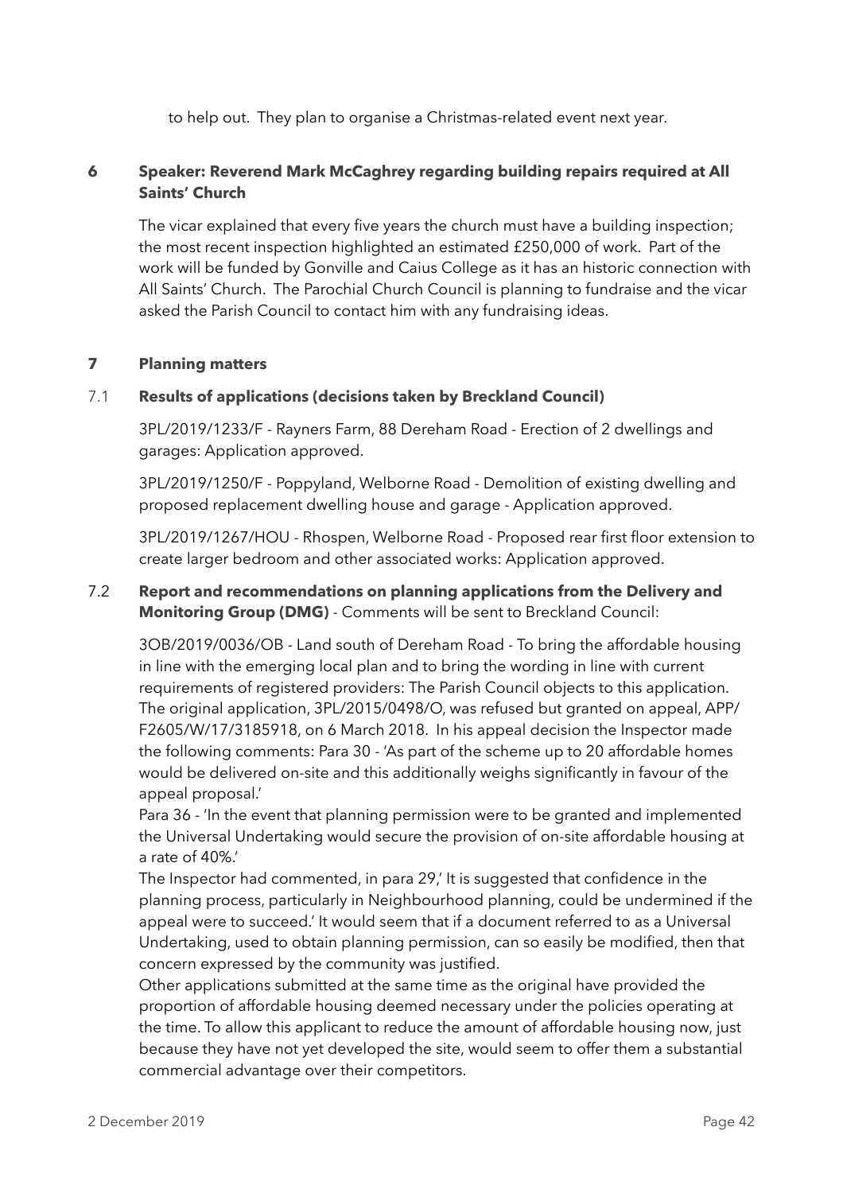to help out. They plan to organise a Christmas-related event next year.

## 6 Speaker: Reverend Mark McCaghrey regarding building repairs required at All Saints' Church

The vicar explained that every five years the church must have a building inspection; the most recent inspection highlighted an estimated £250,000 of work. Part of the work will be funded by Gonville and Caius College as it has an historic connection with All Saints' Church. The Parochial Church Council is planning to fundraise and the vicar asked the Parish Council to contact him with any fundraising ideas.

## 7 Planning matters

### 7.1 Results of applications (decisions taken by Breckland Council)

3PL/2019/1233/F - Rayners Farm, 88 Dereham Road - Erection of 2 dwellings and garages: Application approved.

3PL/2019/1250/F - Poppyland, Welborne Road - Demolition of existing dwelling and proposed replacement dwelling house and garage - Application approved.

3PL/2019/1267/HOU - Rhospen, Welborne Road - Proposed rear first floor extension to create larger bedroom and other associated works: Application approved.

### 7.2 Report and recommendations on planning applications from the Delivery and Monitoring Group (DMG) - Comments will be sent to Breckland Council:

3OB/2019/0036/OB - Land south of Dereham Road - To bring the affordable housing in line with the emerging local plan and to bring the wording in line with current requirements of registered providers: The Parish Council objects to this application. The original application, 3PL/2015/0498/O, was refused but granted on appeal, APP/F2605/W/17/3185918, on 6 March 2018. In his appeal decision the Inspector made the following comments: Para 30 - 'As part of the scheme up to 20 affordable homes would be delivered on-site and this additionally weighs significantly in favour of the appeal proposal.'
Para 36 - 'In the event that planning permission were to be granted and implemented the Universal Undertaking would secure the provision of on-site affordable housing at a rate of 40%.'
The Inspector had commented, in para 29,' It is suggested that confidence in the planning process, particularly in Neighbourhood planning, could be undermined if the appeal were to succeed.' It would seem that if a document referred to as a Universal Undertaking, used to obtain planning permission, can so easily be modified, then that concern expressed by the community was justified.
Other applications submitted at the same time as the original have provided the proportion of affordable housing deemed necessary under the policies operating at the time. To allow this applicant to reduce the amount of affordable housing now, just because they have not yet developed the site, would seem to offer them a substantial commercial advantage over their competitors.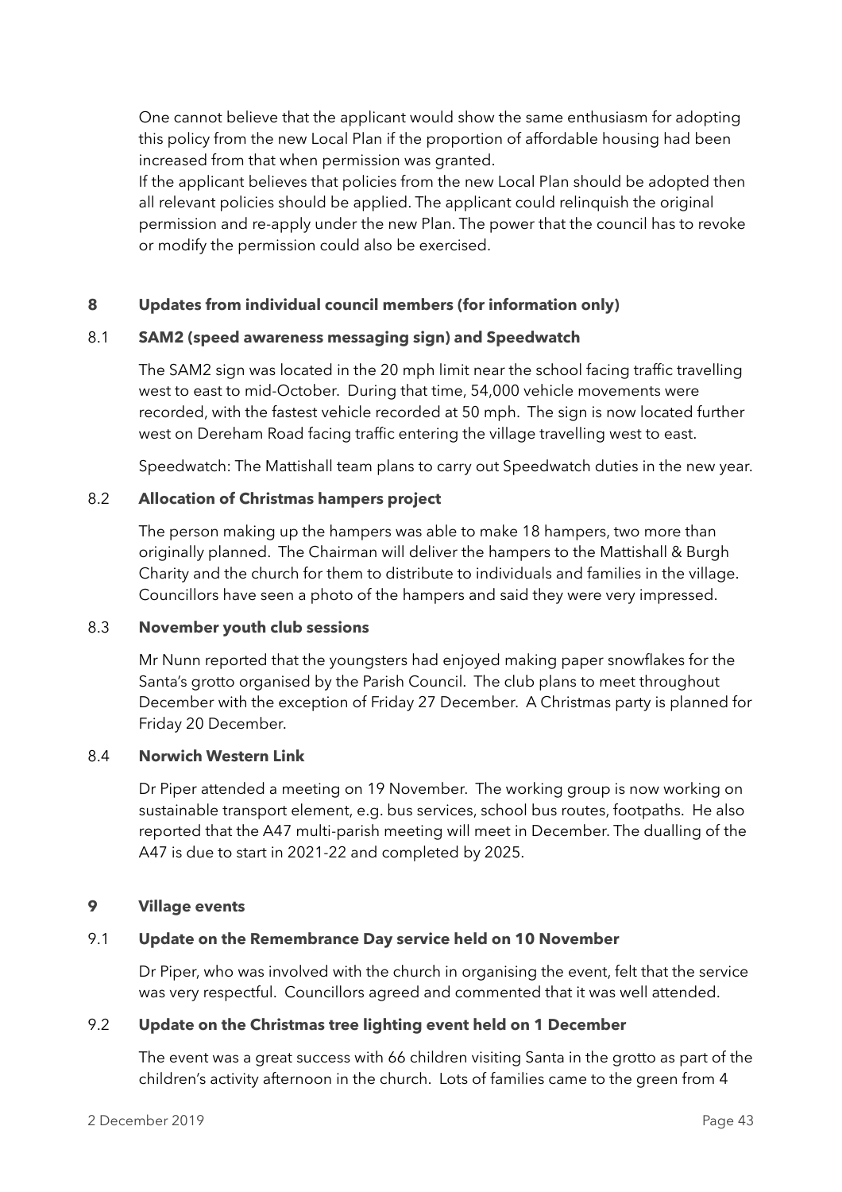One cannot believe that the applicant would show the same enthusiasm for adopting this policy from the new Local Plan if the proportion of affordable housing had been increased from that when permission was granted.
If the applicant believes that policies from the new Local Plan should be adopted then all relevant policies should be applied. The applicant could relinquish the original permission and re-apply under the new Plan. The power that the council has to revoke or modify the permission could also be exercised.

## 8 Updates from individual council members (for information only)

### 8.1 SAM2 (speed awareness messaging sign) and Speedwatch

The SAM2 sign was located in the 20 mph limit near the school facing traffic travelling west to east to mid-October. During that time, 54,000 vehicle movements were recorded, with the fastest vehicle recorded at 50 mph. The sign is now located further west on Dereham Road facing traffic entering the village travelling west to east.

Speedwatch: The Mattishall team plans to carry out Speedwatch duties in the new year.

### 8.2 Allocation of Christmas hampers project

The person making up the hampers was able to make 18 hampers, two more than originally planned. The Chairman will deliver the hampers to the Mattishall & Burgh Charity and the church for them to distribute to individuals and families in the village. Councillors have seen a photo of the hampers and said they were very impressed.

### 8.3 November youth club sessions

Mr Nunn reported that the youngsters had enjoyed making paper snowflakes for the Santa's grotto organised by the Parish Council. The club plans to meet throughout December with the exception of Friday 27 December. A Christmas party is planned for Friday 20 December.

### 8.4 Norwich Western Link

Dr Piper attended a meeting on 19 November. The working group is now working on sustainable transport element, e.g. bus services, school bus routes, footpaths. He also reported that the A47 multi-parish meeting will meet in December. The dualling of the A47 is due to start in 2021-22 and completed by 2025.

## 9 Village events

### 9.1 Update on the Remembrance Day service held on 10 November

Dr Piper, who was involved with the church in organising the event, felt that the service was very respectful. Councillors agreed and commented that it was well attended.

### 9.2 Update on the Christmas tree lighting event held on 1 December

The event was a great success with 66 children visiting Santa in the grotto as part of the children's activity afternoon in the church. Lots of families came to the green from 4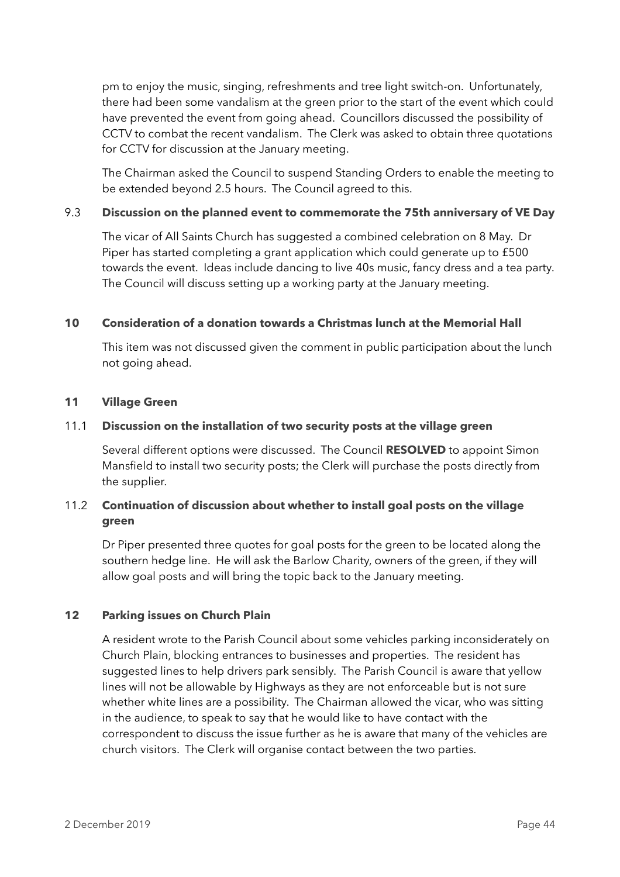pm to enjoy the music, singing, refreshments and tree light switch-on. Unfortunately, there had been some vandalism at the green prior to the start of the event which could have prevented the event from going ahead. Councillors discussed the possibility of CCTV to combat the recent vandalism. The Clerk was asked to obtain three quotations for CCTV for discussion at the January meeting.

The Chairman asked the Council to suspend Standing Orders to enable the meeting to be extended beyond 2.5 hours. The Council agreed to this.

### 9.3 Discussion on the planned event to commemorate the 75th anniversary of VE Day

The vicar of All Saints Church has suggested a combined celebration on 8 May. Dr Piper has started completing a grant application which could generate up to £500 towards the event. Ideas include dancing to live 40s music, fancy dress and a tea party. The Council will discuss setting up a working party at the January meeting.

## 10 Consideration of a donation towards a Christmas lunch at the Memorial Hall

This item was not discussed given the comment in public participation about the lunch not going ahead.

## 11 Village Green

### 11.1 Discussion on the installation of two security posts at the village green

Several different options were discussed. The Council **RESOLVED** to appoint Simon Mansfield to install two security posts; the Clerk will purchase the posts directly from the supplier.

### 11.2 Continuation of discussion about whether to install goal posts on the village green

Dr Piper presented three quotes for goal posts for the green to be located along the southern hedge line. He will ask the Barlow Charity, owners of the green, if they will allow goal posts and will bring the topic back to the January meeting.

## 12 Parking issues on Church Plain

A resident wrote to the Parish Council about some vehicles parking inconsiderately on Church Plain, blocking entrances to businesses and properties. The resident has suggested lines to help drivers park sensibly. The Parish Council is aware that yellow lines will not be allowable by Highways as they are not enforceable but is not sure whether white lines are a possibility. The Chairman allowed the vicar, who was sitting in the audience, to speak to say that he would like to have contact with the correspondent to discuss the issue further as he is aware that many of the vehicles are church visitors. The Clerk will organise contact between the two parties.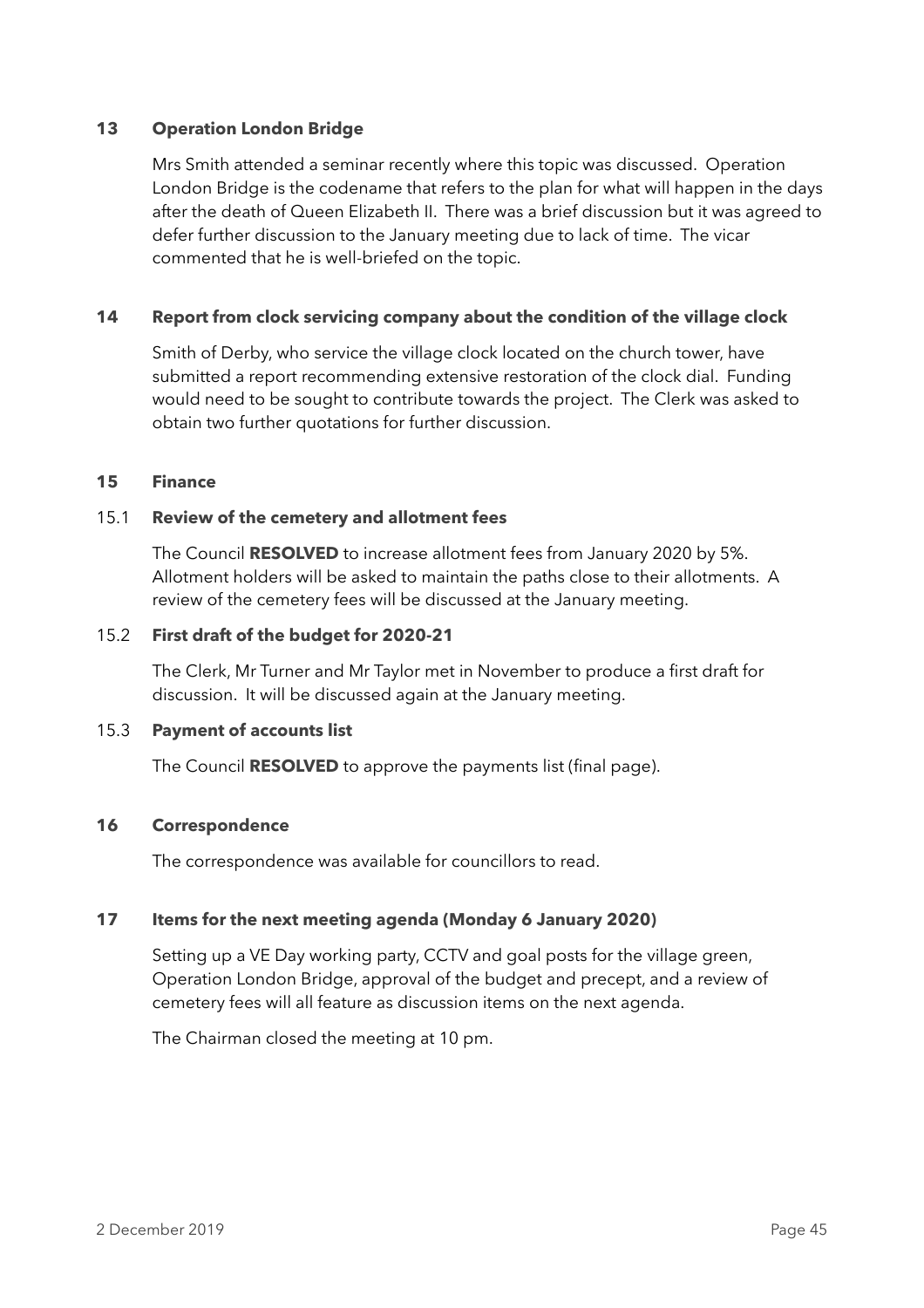## 13 Operation London Bridge

Mrs Smith attended a seminar recently where this topic was discussed. Operation London Bridge is the codename that refers to the plan for what will happen in the days after the death of Queen Elizabeth II. There was a brief discussion but it was agreed to defer further discussion to the January meeting due to lack of time. The vicar commented that he is well-briefed on the topic.

## 14 Report from clock servicing company about the condition of the village clock

Smith of Derby, who service the village clock located on the church tower, have submitted a report recommending extensive restoration of the clock dial. Funding would need to be sought to contribute towards the project. The Clerk was asked to obtain two further quotations for further discussion.

## 15 Finance

### 15.1 Review of the cemetery and allotment fees

The Council **RESOLVED** to increase allotment fees from January 2020 by 5%. Allotment holders will be asked to maintain the paths close to their allotments. A review of the cemetery fees will be discussed at the January meeting.

### 15.2 First draft of the budget for 2020-21

The Clerk, Mr Turner and Mr Taylor met in November to produce a first draft for discussion. It will be discussed again at the January meeting.

### 15.3 Payment of accounts list

The Council **RESOLVED** to approve the payments list (final page).

## 16 Correspondence

The correspondence was available for councillors to read.

## 17 Items for the next meeting agenda (Monday 6 January 2020)

Setting up a VE Day working party, CCTV and goal posts for the village green, Operation London Bridge, approval of the budget and precept, and a review of cemetery fees will all feature as discussion items on the next agenda.

The Chairman closed the meeting at 10 pm.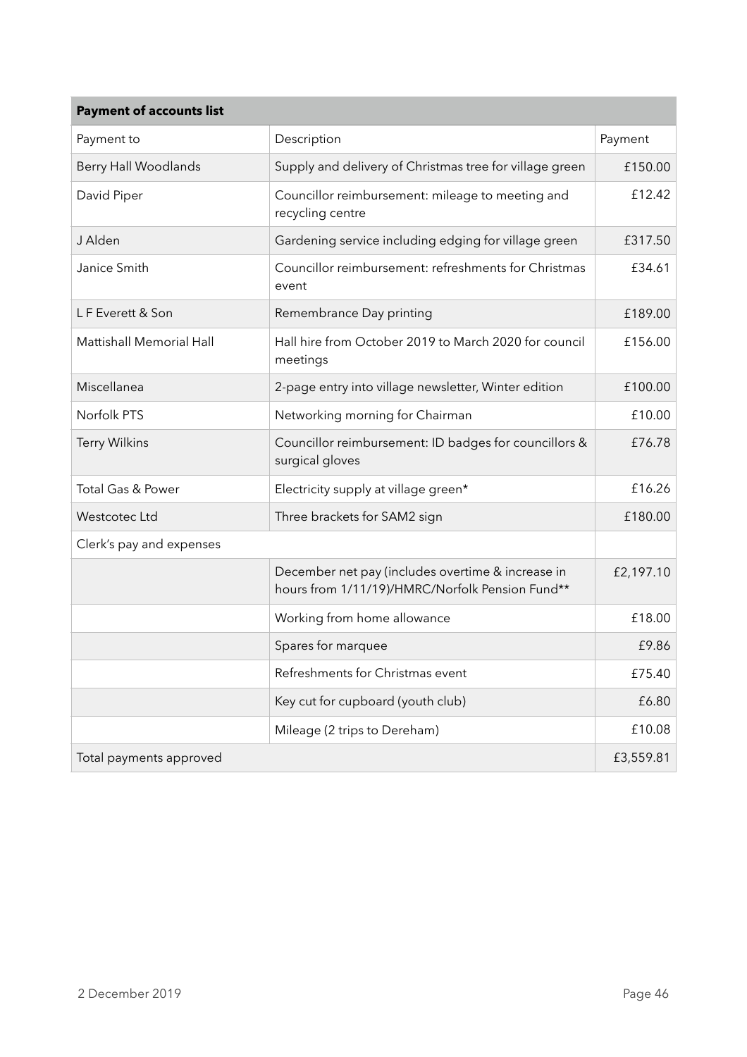| Payment of accounts list | | |
|---|---|---|
| Payment to | Description | Payment |
| Berry Hall Woodlands | Supply and delivery of Christmas tree for village green | £150.00 |
| David Piper | Councillor reimbursement: mileage to meeting and recycling centre | £12.42 |
| J Alden | Gardening service including edging for village green | £317.50 |
| Janice Smith | Councillor reimbursement: refreshments for Christmas event | £34.61 |
| L F Everett & Son | Remembrance Day printing | £189.00 |
| Mattishall Memorial Hall | Hall hire from October 2019 to March 2020 for council meetings | £156.00 |
| Miscellanea | 2-page entry into village newsletter, Winter edition | £100.00 |
| Norfolk PTS | Networking morning for Chairman | £10.00 |
| Terry Wilkins | Councillor reimbursement: ID badges for councillors & surgical gloves | £76.78 |
| Total Gas & Power | Electricity supply at village green* | £16.26 |
| Westcotec Ltd | Three brackets for SAM2 sign | £180.00 |
| Clerk's pay and expenses | | |
| | December net pay (includes overtime & increase in hours from 1/11/19)/HMRC/Norfolk Pension Fund** | £2,197.10 |
| | Working from home allowance | £18.00 |
| | Spares for marquee | £9.86 |
| | Refreshments for Christmas event | £75.40 |
| | Key cut for cupboard (youth club) | £6.80 |
| | Mileage (2 trips to Dereham) | £10.08 |
| Total payments approved | | £3,559.81 |

2 December 2019